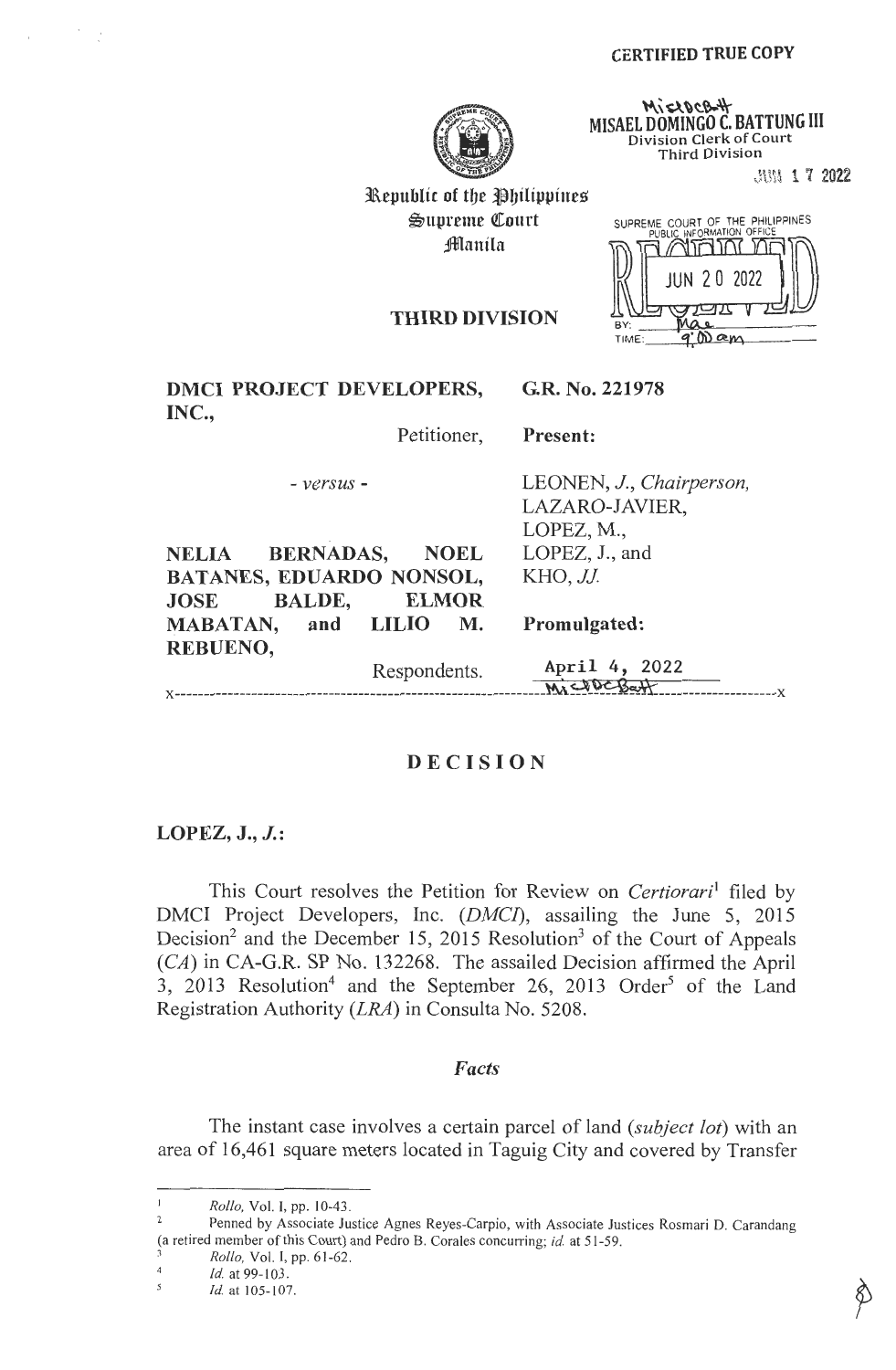CERTIFIED TRUE COPY

MISAEL DOMINGO C. BATTUNG III
Division Clerk of Court
Third Division

JUN 17 2022

Republic of the Philippines
Supreme Court
Manila

SUPREME COURT OF THE PHILIPPINES
PUBLIC INFORMATION OFFICE
RECEIVED
JUN 20 2022
BY: Mae
TIME: 9:00 am

**THIRD DIVISION**

**DMCI PROJECT DEVELOPERS, INC.,**
Petitioner,

- *versus* -

**NELIA BERNADAS, NOEL BATANES, EDUARDO NONSOL, JOSE BALDE, ELMOR MABATAN, and LILIO M. REBUENO,**
Respondents.

**G.R. No. 221978**

**Present:**

LEONEN, *J., Chairperson,*
LAZARO-JAVIER,
LOPEZ, M.,
LOPEZ, J., and
KHO, *JJ.*

**Promulgated:**

April 4, 2022

x-----------------------------------------------------------------------------------x

# DECISION

**LOPEZ, J., *J.*:**

This Court resolves the Petition for Review on *Certiorari*[1] filed by DMCI Project Developers, Inc. (*DMCI*), assailing the June 5, 2015 Decision[2] and the December 15, 2015 Resolution[3] of the Court of Appeals (*CA*) in CA-G.R. SP No. 132268. The assailed Decision affirmed the April 3, 2013 Resolution[4] and the September 26, 2013 Order[5] of the Land Registration Authority (*LRA*) in Consulta No. 5208.

## *Facts*

The instant case involves a certain parcel of land (*subject lot*) with an area of 16,461 square meters located in Taguig City and covered by Transfer

---

[1] *Rollo,* Vol. I, pp. 10-43.

[2] Penned by Associate Justice Agnes Reyes-Carpio, with Associate Justices Rosmari D. Carandang (a retired member of this Court) and Pedro B. Corales concurring; *id.* at 51-59.

[3] *Rollo,* Vol. I, pp. 61-62.

[4] *Id.* at 99-103.

[5] *Id.* at 105-107.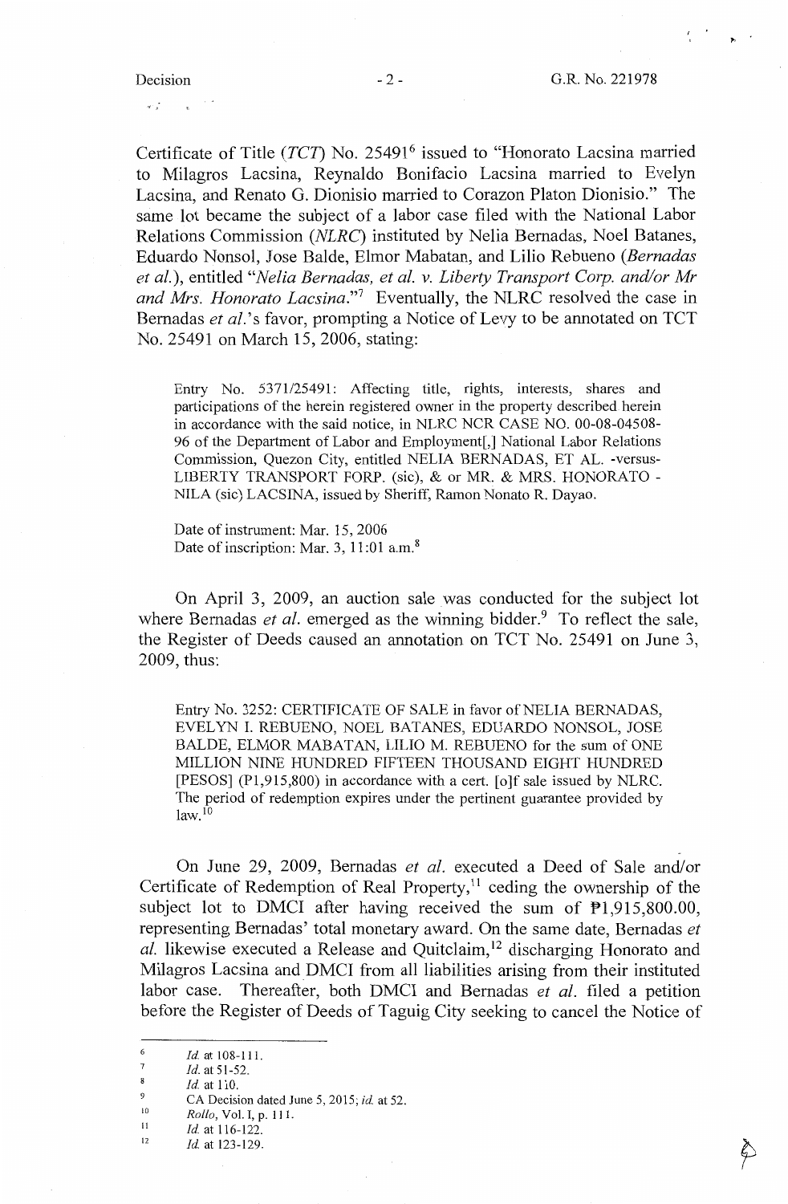Certificate of Title (*TCT*) No. 25491[6] issued to "Honorato Lacsina married to Milagros Lacsina, Reynaldo Bonifacio Lacsina married to Evelyn Lacsina, and Renato G. Dionisio married to Corazon Platon Dionisio." The same lot became the subject of a labor case filed with the National Labor Relations Commission (*NLRC*) instituted by Nelia Bernadas, Noel Batanes, Eduardo Nonsol, Jose Balde, Elmor Mabatan, and Lilio Rebueno (*Bernadas et al.*), entitled "*Nelia Bernadas, et al. v. Liberty Transport Corp. and/or Mr and Mrs. Honorato Lacsina*."[7] Eventually, the NLRC resolved the case in Bernadas *et al.*'s favor, prompting a Notice of Levy to be annotated on TCT No. 25491 on March 15, 2006, stating:

> Entry No. 5371/25491: Affecting title, rights, interests, shares and participations of the herein registered owner in the property described herein in accordance with the said notice, in NLRC NCR CASE NO. 00-08-04508-96 of the Department of Labor and Employment[,] National Labor Relations Commission, Quezon City, entitled NELIA BERNADAS, ET AL. -versus-LIBERTY TRANSPORT FORP. (sic), & or MR. & MRS. HONORATO - NILA (sic) LACSINA, issued by Sheriff, Ramon Nonato R. Dayao.
>
> Date of instrument: Mar. 15, 2006
> Date of inscription: Mar. 3, 11:01 a.m.[8]

On April 3, 2009, an auction sale was conducted for the subject lot where Bernadas *et al.* emerged as the winning bidder.[9] To reflect the sale, the Register of Deeds caused an annotation on TCT No. 25491 on June 3, 2009, thus:

> Entry No. 3252: CERTIFICATE OF SALE in favor of NELIA BERNADAS, EVELYN I. REBUENO, NOEL BATANES, EDUARDO NONSOL, JOSE BALDE, ELMOR MABATAN, LILIO M. REBUENO for the sum of ONE MILLION NINE HUNDRED FIFTEEN THOUSAND EIGHT HUNDRED [PESOS] (P1,915,800) in accordance with a cert. [o]f sale issued by NLRC. The period of redemption expires under the pertinent guarantee provided by law.[10]

On June 29, 2009, Bernadas *et al.* executed a Deed of Sale and/or Certificate of Redemption of Real Property,[11] ceding the ownership of the subject lot to DMCI after having received the sum of ₱1,915,800.00, representing Bernadas' total monetary award. On the same date, Bernadas *et al.* likewise executed a Release and Quitclaim,[12] discharging Honorato and Milagros Lacsina and DMCI from all liabilities arising from their instituted labor case. Thereafter, both DMCI and Bernadas *et al.* filed a petition before the Register of Deeds of Taguig City seeking to cancel the Notice of

---

[6] *Id.* at 108-111.

[7] *Id.* at 51-52.

[8] *Id.* at 110.

[9] CA Decision dated June 5, 2015; *id.* at 52.

[10] *Rollo*, Vol. I, p. 111.

[11] *Id.* at 116-122.

[12] *Id.* at 123-129.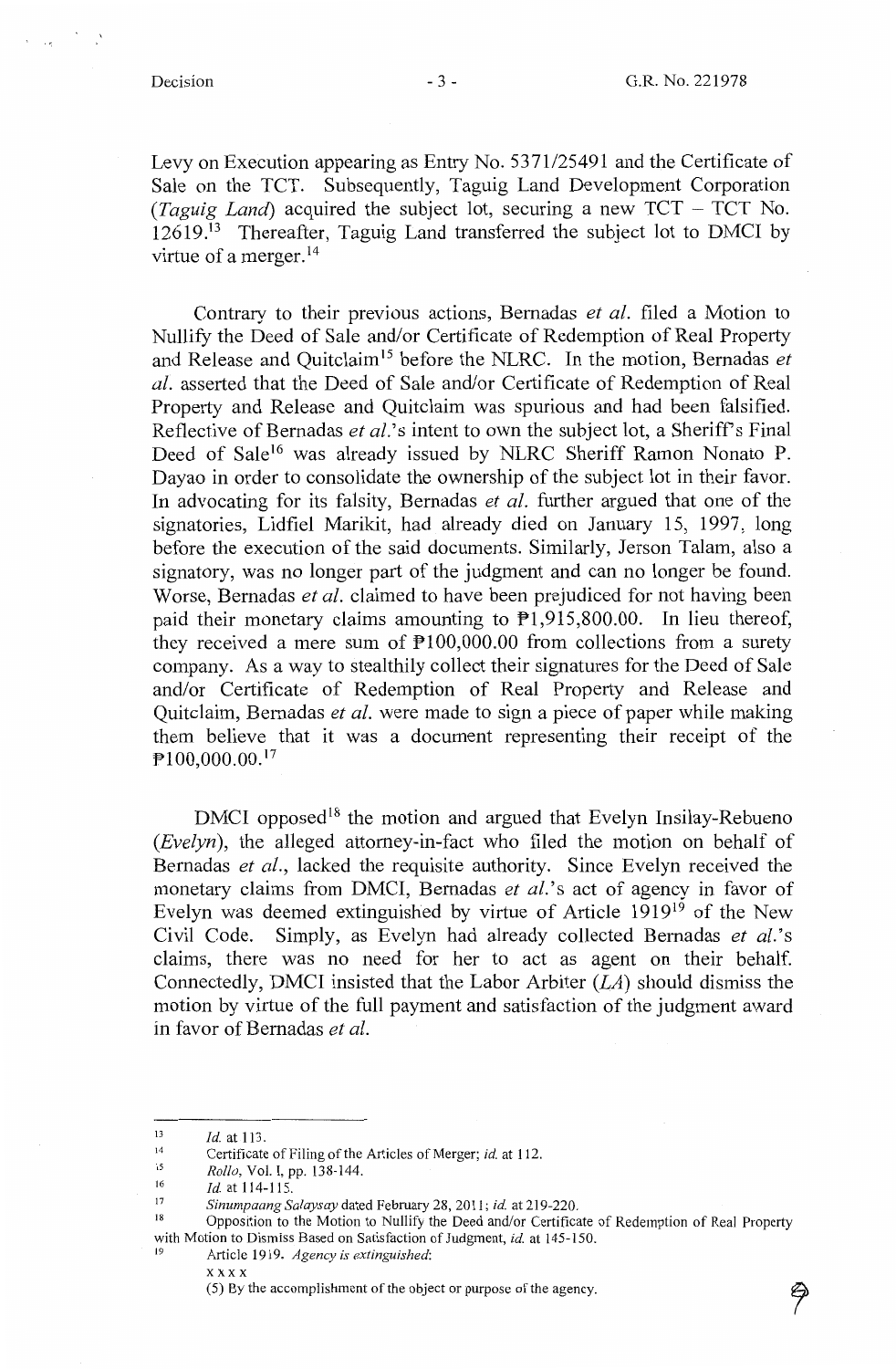Levy on Execution appearing as Entry No. 5371/25491 and the Certificate of Sale on the TCT. Subsequently, Taguig Land Development Corporation (*Taguig Land*) acquired the subject lot, securing a new TCT – TCT No. 12619.[13] Thereafter, Taguig Land transferred the subject lot to DMCI by virtue of a merger.[14]

Contrary to their previous actions, Bernadas *et al.* filed a Motion to Nullify the Deed of Sale and/or Certificate of Redemption of Real Property and Release and Quitclaim[15] before the NLRC. In the motion, Bernadas *et al.* asserted that the Deed of Sale and/or Certificate of Redemption of Real Property and Release and Quitclaim was spurious and had been falsified. Reflective of Bernadas *et al.*'s intent to own the subject lot, a Sheriff's Final Deed of Sale[16] was already issued by NLRC Sheriff Ramon Nonato P. Dayao in order to consolidate the ownership of the subject lot in their favor. In advocating for its falsity, Bernadas *et al.* further argued that one of the signatories, Lidfiel Marikit, had already died on January 15, 1997, long before the execution of the said documents. Similarly, Jerson Talam, also a signatory, was no longer part of the judgment and can no longer be found. Worse, Bernadas *et al.* claimed to have been prejudiced for not having been paid their monetary claims amounting to ₱1,915,800.00. In lieu thereof, they received a mere sum of ₱100,000.00 from collections from a surety company. As a way to stealthily collect their signatures for the Deed of Sale and/or Certificate of Redemption of Real Property and Release and Quitclaim, Bernadas *et al.* were made to sign a piece of paper while making them believe that it was a document representing their receipt of the ₱100,000.00.[17]

DMCI opposed[18] the motion and argued that Evelyn Insilay-Rebueno (*Evelyn*), the alleged attorney-in-fact who filed the motion on behalf of Bernadas *et al.*, lacked the requisite authority. Since Evelyn received the monetary claims from DMCI, Bernadas *et al.*'s act of agency in favor of Evelyn was deemed extinguished by virtue of Article 1919[19] of the New Civil Code. Simply, as Evelyn had already collected Bernadas *et al.*'s claims, there was no need for her to act as agent on their behalf. Connectedly, DMCI insisted that the Labor Arbiter (*LA*) should dismiss the motion by virtue of the full payment and satisfaction of the judgment award in favor of Bernadas *et al.*

---

[13] *Id.* at 113.

[14] Certificate of Filing of the Articles of Merger; *id.* at 112.

[15] *Rollo*, Vol. I, pp. 138-144.

[16] *Id.* at 114-115.

[17] *Sinumpaang Salaysay* dated February 28, 2011; *id.* at 219-220.

[18] Opposition to the Motion to Nullify the Deed and/or Certificate of Redemption of Real Property with Motion to Dismiss Based on Satisfaction of Judgment, *id.* at 145-150.

[19] Article 1919. *Agency is extinguished*:
x x x x
(5) By the accomplishment of the object or purpose of the agency.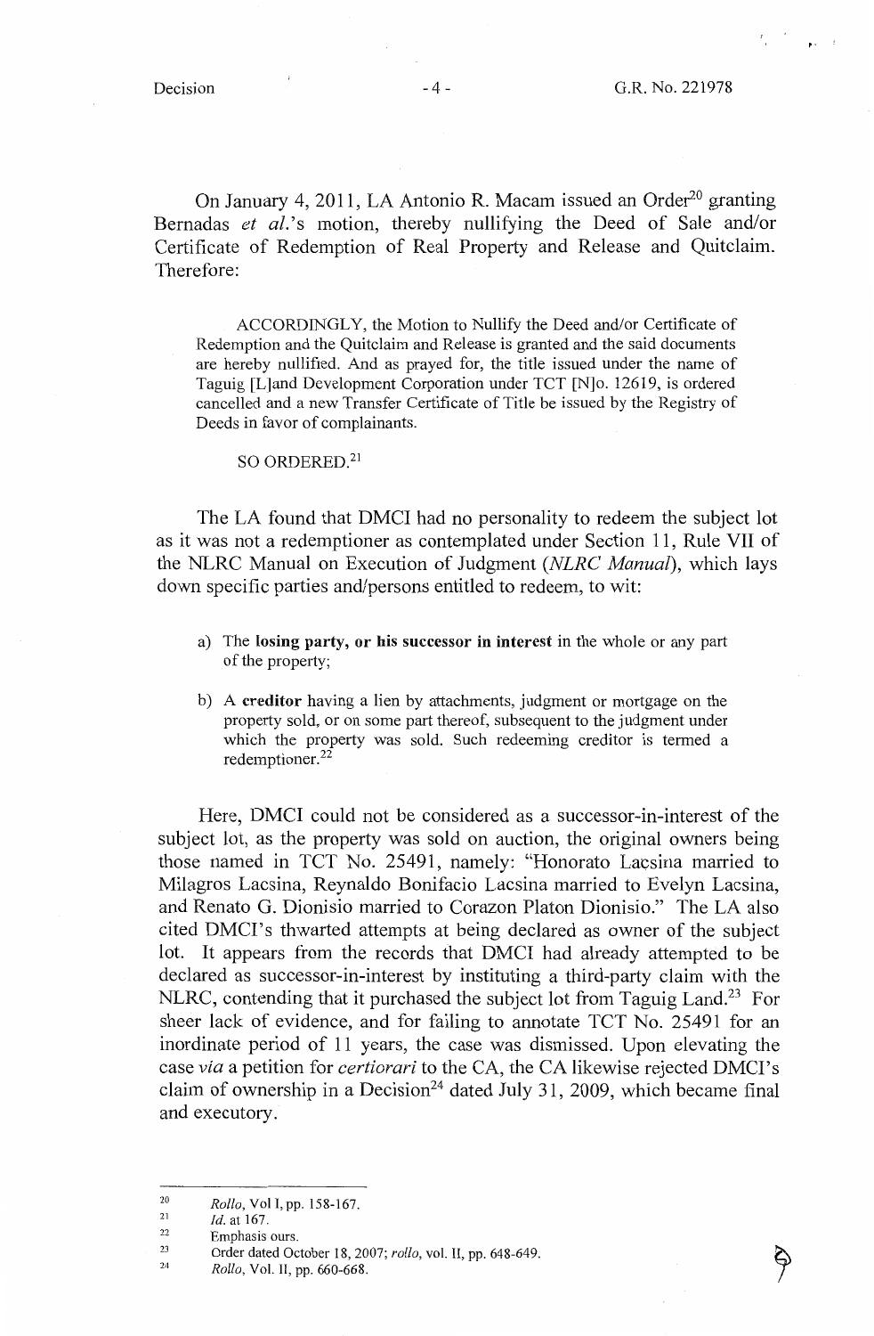On January 4, 2011, LA Antonio R. Macam issued an Order[20] granting Bernadas *et al.*'s motion, thereby nullifying the Deed of Sale and/or Certificate of Redemption of Real Property and Release and Quitclaim. Therefore:

> ACCORDINGLY, the Motion to Nullify the Deed and/or Certificate of Redemption and the Quitclaim and Release is granted and the said documents are hereby nullified. And as prayed for, the title issued under the name of Taguig [L]and Development Corporation under TCT [N]o. 12619, is ordered cancelled and a new Transfer Certificate of Title be issued by the Registry of Deeds in favor of complainants.
>
> SO ORDERED.[21]

The LA found that DMCI had no personality to redeem the subject lot as it was not a redemptioner as contemplated under Section 11, Rule VII of the NLRC Manual on Execution of Judgment (*NLRC Manual*), which lays down specific parties and/persons entitled to redeem, to wit:

> a) The **losing party, or his successor in interest** in the whole or any part of the property;
>
> b) A **creditor** having a lien by attachments, judgment or mortgage on the property sold, or on some part thereof, subsequent to the judgment under which the property was sold. Such redeeming creditor is termed a redemptioner.[22]

Here, DMCI could not be considered as a successor-in-interest of the subject lot, as the property was sold on auction, the original owners being those named in TCT No. 25491, namely: "Honorato Lacsina married to Milagros Lacsina, Reynaldo Bonifacio Lacsina married to Evelyn Lacsina, and Renato G. Dionisio married to Corazon Platon Dionisio." The LA also cited DMCI's thwarted attempts at being declared as owner of the subject lot. It appears from the records that DMCI had already attempted to be declared as successor-in-interest by instituting a third-party claim with the NLRC, contending that it purchased the subject lot from Taguig Land.[23] For sheer lack of evidence, and for failing to annotate TCT No. 25491 for an inordinate period of 11 years, the case was dismissed. Upon elevating the case *via* a petition for *certiorari* to the CA, the CA likewise rejected DMCI's claim of ownership in a Decision[24] dated July 31, 2009, which became final and executory.

---

[20] *Rollo*, Vol I, pp. 158-167.

[21] *Id.* at 167.

[22] Emphasis ours.

[23] Order dated October 18, 2007; *rollo*, vol. II, pp. 648-649.

[24] *Rollo*, Vol. II, pp. 660-668.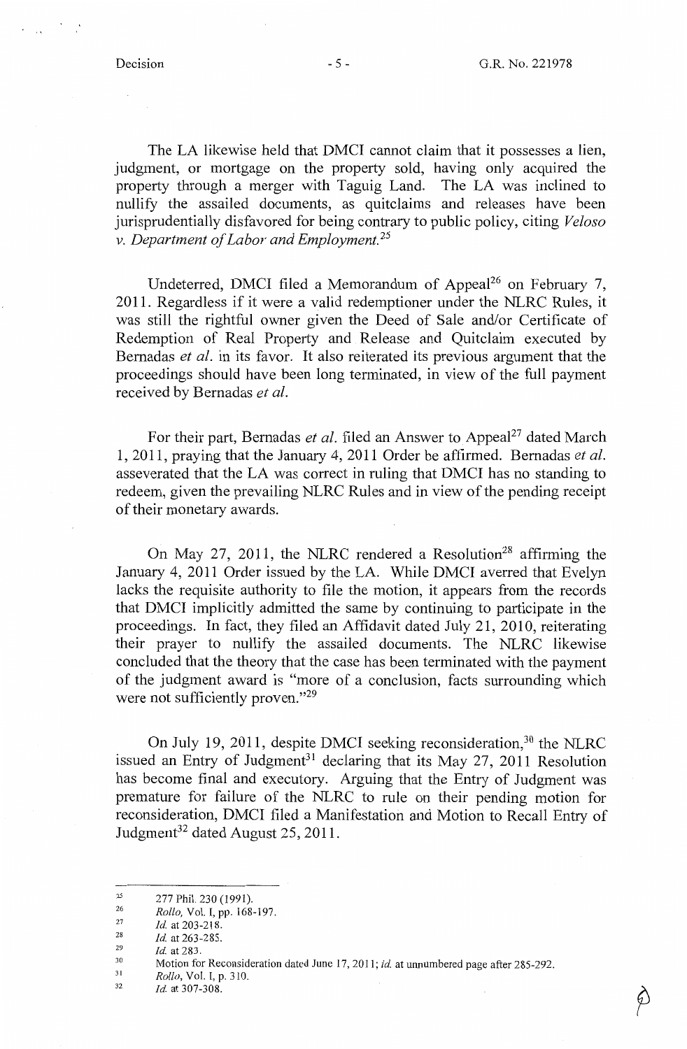The LA likewise held that DMCI cannot claim that it possesses a lien, judgment, or mortgage on the property sold, having only acquired the property through a merger with Taguig Land. The LA was inclined to nullify the assailed documents, as quitclaims and releases have been jurisprudentially disfavored for being contrary to public policy, citing *Veloso v. Department of Labor and Employment.*[25]

Undeterred, DMCI filed a Memorandum of Appeal[26] on February 7, 2011. Regardless if it were a valid redemptioner under the NLRC Rules, it was still the rightful owner given the Deed of Sale and/or Certificate of Redemption of Real Property and Release and Quitclaim executed by Bernadas *et al.* in its favor. It also reiterated its previous argument that the proceedings should have been long terminated, in view of the full payment received by Bernadas *et al.*

For their part, Bernadas *et al.* filed an Answer to Appeal[27] dated March 1, 2011, praying that the January 4, 2011 Order be affirmed. Bernadas *et al.* asseverated that the LA was correct in ruling that DMCI has no standing to redeem, given the prevailing NLRC Rules and in view of the pending receipt of their monetary awards.

On May 27, 2011, the NLRC rendered a Resolution[28] affirming the January 4, 2011 Order issued by the LA. While DMCI averred that Evelyn lacks the requisite authority to file the motion, it appears from the records that DMCI implicitly admitted the same by continuing to participate in the proceedings. In fact, they filed an Affidavit dated July 21, 2010, reiterating their prayer to nullify the assailed documents. The NLRC likewise concluded that the theory that the case has been terminated with the payment of the judgment award is "more of a conclusion, facts surrounding which were not sufficiently proven."[29]

On July 19, 2011, despite DMCI seeking reconsideration,[30] the NLRC issued an Entry of Judgment[31] declaring that its May 27, 2011 Resolution has become final and executory. Arguing that the Entry of Judgment was premature for failure of the NLRC to rule on their pending motion for reconsideration, DMCI filed a Manifestation and Motion to Recall Entry of Judgment[32] dated August 25, 2011.

---

[25] 277 Phil. 230 (1991).
[26] *Rollo*, Vol. I, pp. 168-197.
[27] *Id.* at 203-218.
[28] *Id.* at 263-285.
[29] *Id.* at 283.
[30] Motion for Reconsideration dated June 17, 2011; *id.* at unnumbered page after 285-292.
[31] *Rollo*, Vol. I, p. 310.
[32] *Id.* at 307-308.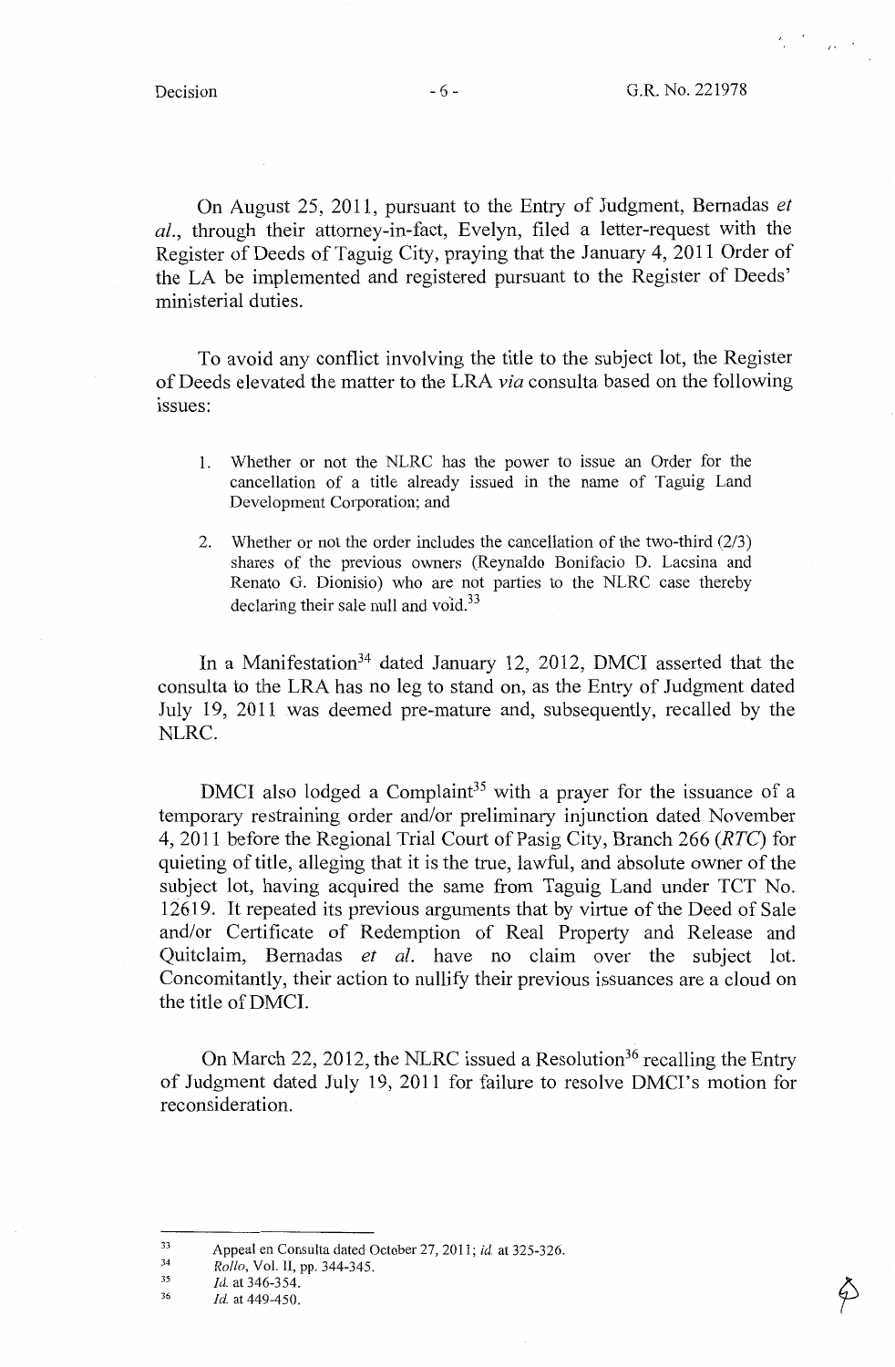On August 25, 2011, pursuant to the Entry of Judgment, Bernadas *et al.*, through their attorney-in-fact, Evelyn, filed a letter-request with the Register of Deeds of Taguig City, praying that the January 4, 2011 Order of the LA be implemented and registered pursuant to the Register of Deeds' ministerial duties.

To avoid any conflict involving the title to the subject lot, the Register of Deeds elevated the matter to the LRA *via* consulta based on the following issues:

1. Whether or not the NLRC has the power to issue an Order for the cancellation of a title already issued in the name of Taguig Land Development Corporation; and
2. Whether or not the order includes the cancellation of the two-third (2/3) shares of the previous owners (Reynaldo Bonifacio D. Lacsina and Renato G. Dionisio) who are not parties to the NLRC case thereby declaring their sale null and void.[33]

In a Manifestation[34] dated January 12, 2012, DMCI asserted that the consulta to the LRA has no leg to stand on, as the Entry of Judgment dated July 19, 2011 was deemed pre-mature and, subsequently, recalled by the NLRC.

DMCI also lodged a Complaint[35] with a prayer for the issuance of a temporary restraining order and/or preliminary injunction dated November 4, 2011 before the Regional Trial Court of Pasig City, Branch 266 (*RTC*) for quieting of title, alleging that it is the true, lawful, and absolute owner of the subject lot, having acquired the same from Taguig Land under TCT No. 12619. It repeated its previous arguments that by virtue of the Deed of Sale and/or Certificate of Redemption of Real Property and Release and Quitclaim, Bernadas *et al.* have no claim over the subject lot. Concomitantly, their action to nullify their previous issuances are a cloud on the title of DMCI.

On March 22, 2012, the NLRC issued a Resolution[36] recalling the Entry of Judgment dated July 19, 2011 for failure to resolve DMCI's motion for reconsideration.

---

[33] Appeal en Consulta dated October 27, 2011; *id.* at 325-326.

[34] *Rollo*, Vol. II, pp. 344-345.

[35] *Id.* at 346-354.

[36] *Id.* at 449-450.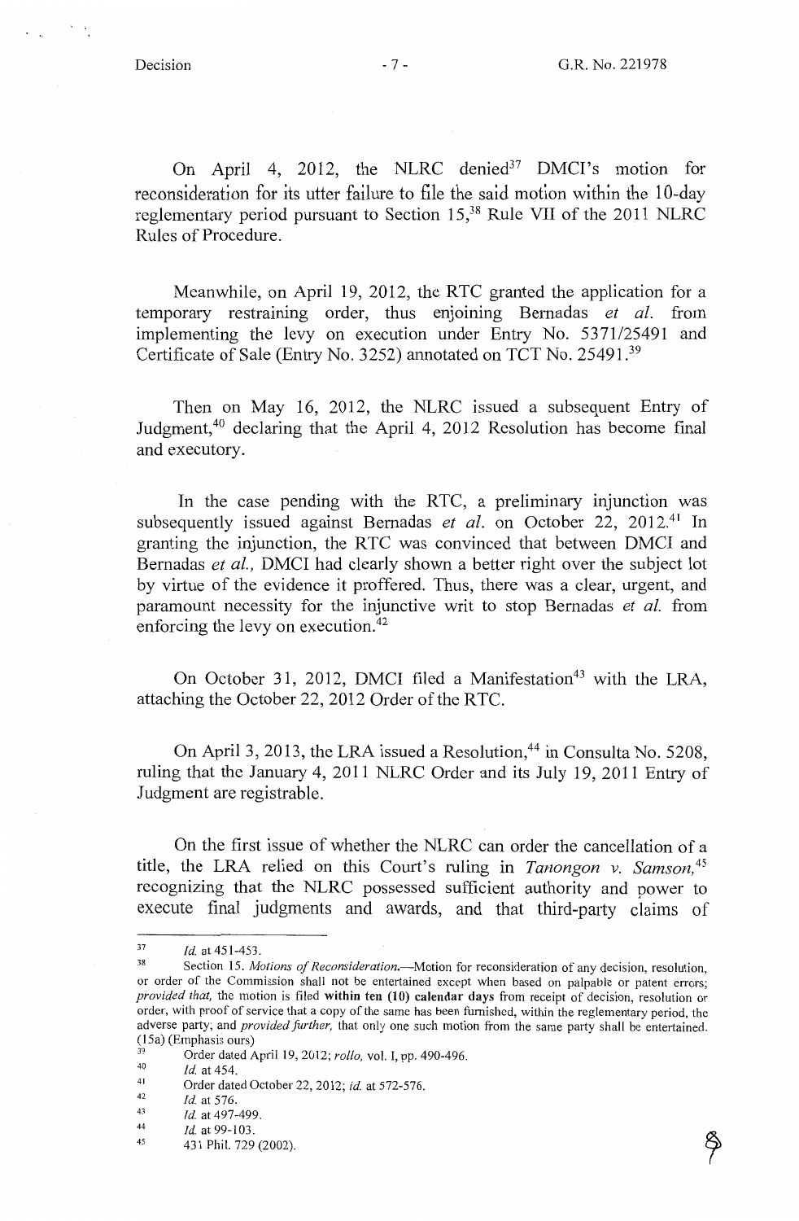On April 4, 2012, the NLRC denied[37] DMCI's motion for reconsideration for its utter failure to file the said motion within the 10-day reglementary period pursuant to Section 15,[38] Rule VII of the 2011 NLRC Rules of Procedure.

Meanwhile, on April 19, 2012, the RTC granted the application for a temporary restraining order, thus enjoining Bernadas *et al.* from implementing the levy on execution under Entry No. 5371/25491 and Certificate of Sale (Entry No. 3252) annotated on TCT No. 25491.[39]

Then on May 16, 2012, the NLRC issued a subsequent Entry of Judgment,[40] declaring that the April 4, 2012 Resolution has become final and executory.

In the case pending with the RTC, a preliminary injunction was subsequently issued against Bernadas *et al.* on October 22, 2012.[41] In granting the injunction, the RTC was convinced that between DMCI and Bernadas *et al.*, DMCI had clearly shown a better right over the subject lot by virtue of the evidence it proffered. Thus, there was a clear, urgent, and paramount necessity for the injunctive writ to stop Bernadas *et al.* from enforcing the levy on execution.[42]

On October 31, 2012, DMCI filed a Manifestation[43] with the LRA, attaching the October 22, 2012 Order of the RTC.

On April 3, 2013, the LRA issued a Resolution,[44] in Consulta No. 5208, ruling that the January 4, 2011 NLRC Order and its July 19, 2011 Entry of Judgment are registrable.

On the first issue of whether the NLRC can order the cancellation of a title, the LRA relied on this Court's ruling in *Tanongon v. Samson,*[45] recognizing that the NLRC possessed sufficient authority and power to execute final judgments and awards, and that third-party claims of

---

[37] *Id.* at 451-453.

[38] Section 15. *Motions of Reconsideration.*—Motion for reconsideration of any decision, resolution, or order of the Commission shall not be entertained except when based on palpable or patent errors; *provided that,* the motion is filed **within ten (10) calendar days** from receipt of decision, resolution or order, with proof of service that a copy of the same has been furnished, within the reglementary period, the adverse party; and *provided further,* that only one such motion from the same party shall be entertained. (15a) (Emphasis ours)

[39] Order dated April 19, 2012; *rollo,* vol. I, pp. 490-496.

[40] *Id.* at 454.

[41] Order dated October 22, 2012; *id.* at 572-576.

[42] *Id.* at 576.

[43] *Id.* at 497-499.

[44] *Id.* at 99-103.

[45] 431 Phil. 729 (2002).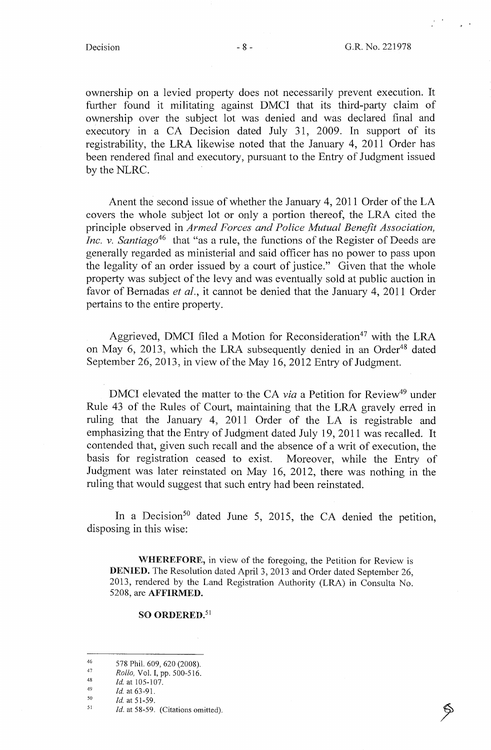ownership on a levied property does not necessarily prevent execution. It further found it militating against DMCI that its third-party claim of ownership over the subject lot was denied and was declared final and executory in a CA Decision dated July 31, 2009. In support of its registrability, the LRA likewise noted that the January 4, 2011 Order has been rendered final and executory, pursuant to the Entry of Judgment issued by the NLRC.

Anent the second issue of whether the January 4, 2011 Order of the LA covers the whole subject lot or only a portion thereof, the LRA cited the principle observed in *Armed Forces and Police Mutual Benefit Association, Inc. v. Santiago*[46] that "as a rule, the functions of the Register of Deeds are generally regarded as ministerial and said officer has no power to pass upon the legality of an order issued by a court of justice." Given that the whole property was subject of the levy and was eventually sold at public auction in favor of Bernadas *et al.*, it cannot be denied that the January 4, 2011 Order pertains to the entire property.

Aggrieved, DMCI filed a Motion for Reconsideration[47] with the LRA on May 6, 2013, which the LRA subsequently denied in an Order[48] dated September 26, 2013, in view of the May 16, 2012 Entry of Judgment.

DMCI elevated the matter to the CA *via* a Petition for Review[49] under Rule 43 of the Rules of Court, maintaining that the LRA gravely erred in ruling that the January 4, 2011 Order of the LA is registrable and emphasizing that the Entry of Judgment dated July 19, 2011 was recalled. It contended that, given such recall and the absence of a writ of execution, the basis for registration ceased to exist. Moreover, while the Entry of Judgment was later reinstated on May 16, 2012, there was nothing in the ruling that would suggest that such entry had been reinstated.

In a Decision[50] dated June 5, 2015, the CA denied the petition, disposing in this wise:

> **WHEREFORE,** in view of the foregoing, the Petition for Review is **DENIED.** The Resolution dated April 3, 2013 and Order dated September 26, 2013, rendered by the Land Registration Authority (LRA) in Consulta No. 5208, are **AFFIRMED.**
>
> **SO ORDERED.**[51]

---

[46] 578 Phil. 609, 620 (2008).

[47] *Rollo,* Vol. I, pp. 500-516.

[48] *Id.* at 105-107.

[49] *Id.* at 63-91.

[50] *Id.* at 51-59.

[51] *Id.* at 58-59. (Citations omitted).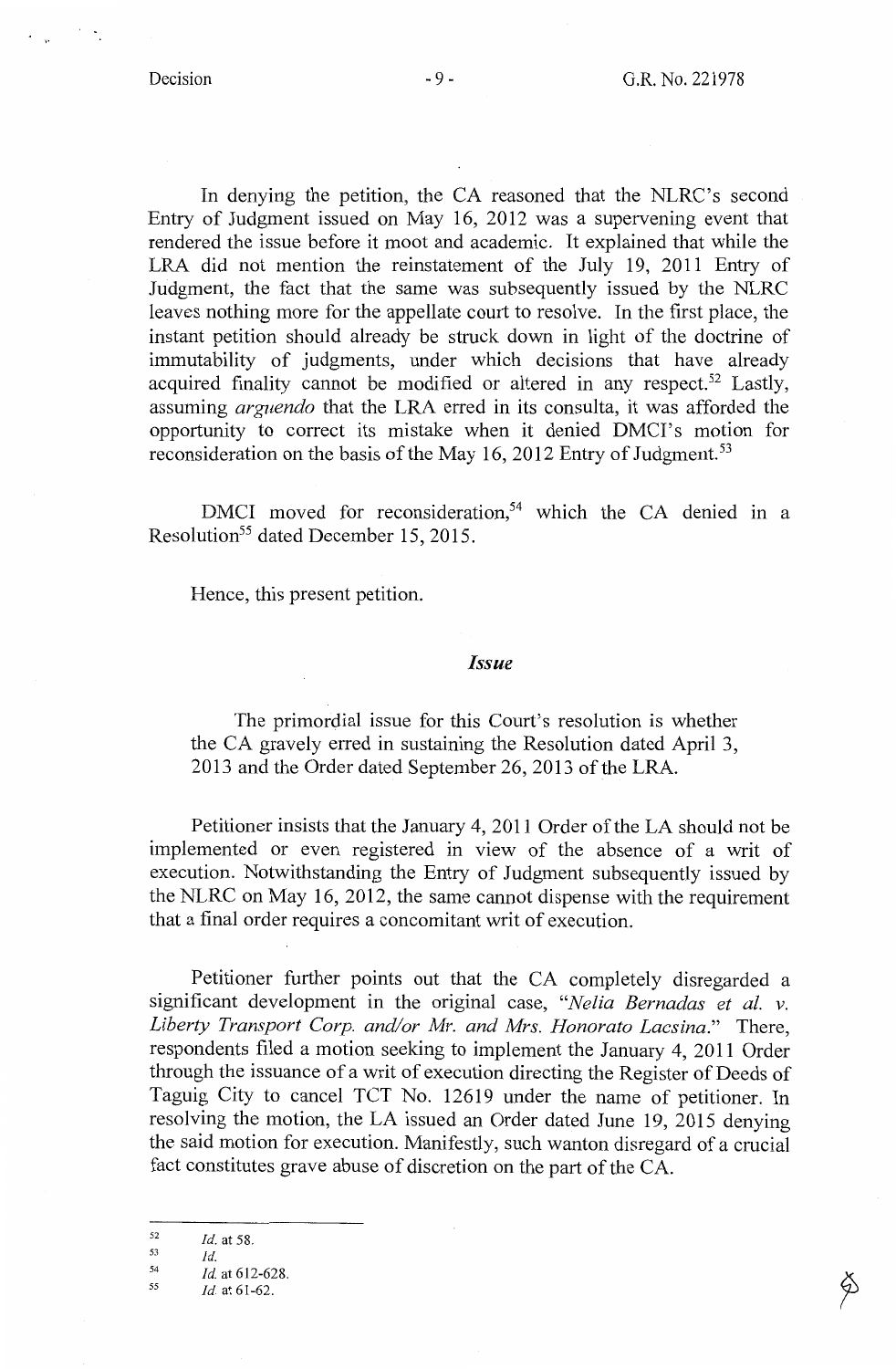In denying the petition, the CA reasoned that the NLRC's second Entry of Judgment issued on May 16, 2012 was a supervening event that rendered the issue before it moot and academic. It explained that while the LRA did not mention the reinstatement of the July 19, 2011 Entry of Judgment, the fact that the same was subsequently issued by the NLRC leaves nothing more for the appellate court to resolve. In the first place, the instant petition should already be struck down in light of the doctrine of immutability of judgments, under which decisions that have already acquired finality cannot be modified or altered in any respect.[52] Lastly, assuming *arguendo* that the LRA erred in its consulta, it was afforded the opportunity to correct its mistake when it denied DMCI's motion for reconsideration on the basis of the May 16, 2012 Entry of Judgment.[53]

DMCI moved for reconsideration,[54] which the CA denied in a Resolution[55] dated December 15, 2015.

Hence, this present petition.

## *Issue*

The primordial issue for this Court's resolution is whether the CA gravely erred in sustaining the Resolution dated April 3, 2013 and the Order dated September 26, 2013 of the LRA.

Petitioner insists that the January 4, 2011 Order of the LA should not be implemented or even registered in view of the absence of a writ of execution. Notwithstanding the Entry of Judgment subsequently issued by the NLRC on May 16, 2012, the same cannot dispense with the requirement that a final order requires a concomitant writ of execution.

Petitioner further points out that the CA completely disregarded a significant development in the original case, "*Nelia Bernadas et al. v. Liberty Transport Corp. and/or Mr. and Mrs. Honorato Lacsina.*" There, respondents filed a motion seeking to implement the January 4, 2011 Order through the issuance of a writ of execution directing the Register of Deeds of Taguig City to cancel TCT No. 12619 under the name of petitioner. In resolving the motion, the LA issued an Order dated June 19, 2015 denying the said motion for execution. Manifestly, such wanton disregard of a crucial fact constitutes grave abuse of discretion on the part of the CA.

---

[52] *Id.* at 58.

[53] *Id.*

[54] *Id.* at 612-628.

[55] *Id.* at 61-62.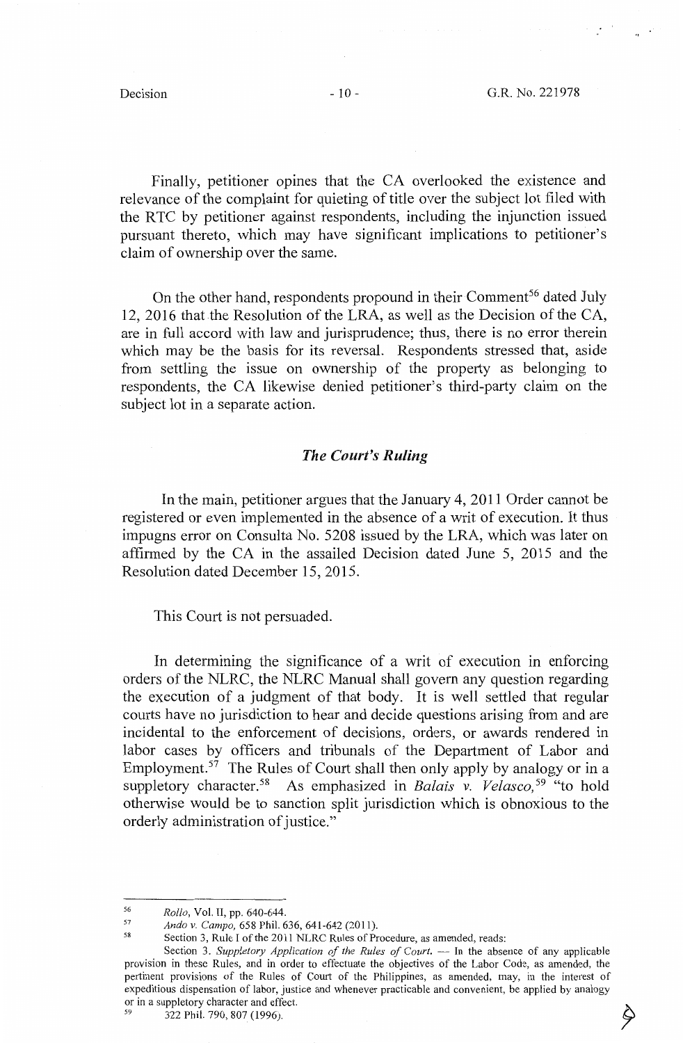Finally, petitioner opines that the CA overlooked the existence and relevance of the complaint for quieting of title over the subject lot filed with the RTC by petitioner against respondents, including the injunction issued pursuant thereto, which may have significant implications to petitioner's claim of ownership over the same.

On the other hand, respondents propound in their Comment[56] dated July 12, 2016 that the Resolution of the LRA, as well as the Decision of the CA, are in full accord with law and jurisprudence; thus, there is no error therein which may be the basis for its reversal. Respondents stressed that, aside from settling the issue on ownership of the property as belonging to respondents, the CA likewise denied petitioner's third-party claim on the subject lot in a separate action.

## *The Court's Ruling*

In the main, petitioner argues that the January 4, 2011 Order cannot be registered or even implemented in the absence of a writ of execution. It thus impugns error on Consulta No. 5208 issued by the LRA, which was later on affirmed by the CA in the assailed Decision dated June 5, 2015 and the Resolution dated December 15, 2015.

This Court is not persuaded.

In determining the significance of a writ of execution in enforcing orders of the NLRC, the NLRC Manual shall govern any question regarding the execution of a judgment of that body. It is well settled that regular courts have no jurisdiction to hear and decide questions arising from and are incidental to the enforcement of decisions, orders, or awards rendered in labor cases by officers and tribunals of the Department of Labor and Employment.[57] The Rules of Court shall then only apply by analogy or in a suppletory character.[58] As emphasized in *Balais v. Velasco,*[59] "to hold otherwise would be to sanction split jurisdiction which is obnoxious to the orderly administration of justice."

---

[56] *Rollo*, Vol. II, pp. 640-644.

[57] *Ando v. Campo,* 658 Phil. 636, 641-642 (2011).

[58] Section 3, Rule I of the 2011 NLRC Rules of Procedure, as amended, reads:

Section 3. *Suppletory Application of the Rules of Court.* — In the absence of any applicable provision in these Rules, and in order to effectuate the objectives of the Labor Code, as amended, the pertinent provisions of the Rules of Court of the Philippines, as amended, may, in the interest of expeditious dispensation of labor, justice and whenever practicable and convenient, be applied by analogy or in a suppletory character and effect.

[59] 322 Phil. 790, 807 (1996).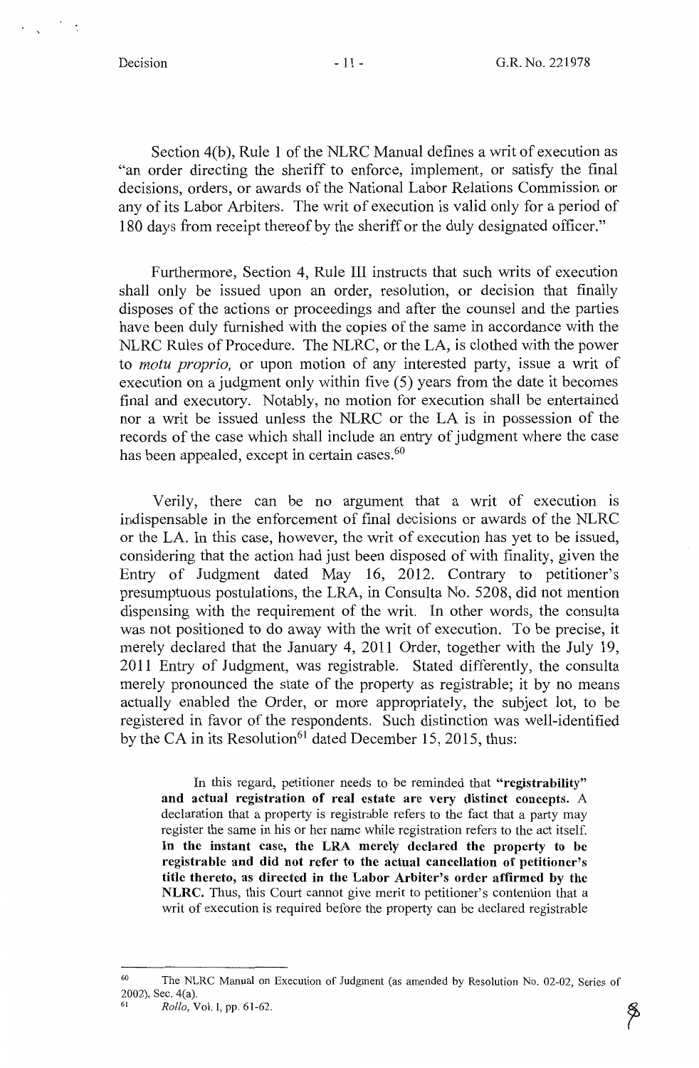Section 4(b), Rule 1 of the NLRC Manual defines a writ of execution as "an order directing the sheriff to enforce, implement, or satisfy the final decisions, orders, or awards of the National Labor Relations Commission or any of its Labor Arbiters. The writ of execution is valid only for a period of 180 days from receipt thereof by the sheriff or the duly designated officer."

Furthermore, Section 4, Rule III instructs that such writs of execution shall only be issued upon an order, resolution, or decision that finally disposes of the actions or proceedings and after the counsel and the parties have been duly furnished with the copies of the same in accordance with the NLRC Rules of Procedure. The NLRC, or the LA, is clothed with the power to *motu proprio,* or upon motion of any interested party, issue a writ of execution on a judgment only within five (5) years from the date it becomes final and executory. Notably, no motion for execution shall be entertained nor a writ be issued unless the NLRC or the LA is in possession of the records of the case which shall include an entry of judgment where the case has been appealed, except in certain cases.[60]

Verily, there can be no argument that a writ of execution is indispensable in the enforcement of final decisions or awards of the NLRC or the LA. In this case, however, the writ of execution has yet to be issued, considering that the action had just been disposed of with finality, given the Entry of Judgment dated May 16, 2012. Contrary to petitioner's presumptuous postulations, the LRA, in Consulta No. 5208, did not mention dispensing with the requirement of the writ. In other words, the consulta was not positioned to do away with the writ of execution. To be precise, it merely declared that the January 4, 2011 Order, together with the July 19, 2011 Entry of Judgment, was registrable. Stated differently, the consulta merely pronounced the state of the property as registrable; it by no means actually enabled the Order, or more appropriately, the subject lot, to be registered in favor of the respondents. Such distinction was well-identified by the CA in its Resolution[61] dated December 15, 2015, thus:

> In this regard, petitioner needs to be reminded that **"registrability" and actual registration of real estate are very distinct concepts.** A declaration that a property is registrable refers to the fact that a party may register the same in his or her name while registration refers to the act itself. **In the instant case, the LRA merely declared the property to be registrable and did not refer to the actual cancellation of petitioner's title thereto, as directed in the Labor Arbiter's order affirmed by the NLRC.** Thus, this Court cannot give merit to petitioner's contention that a writ of execution is required before the property can be declared registrable

---

[60] The NLRC Manual on Execution of Judgment (as amended by Resolution No. 02-02, Series of 2002), Sec. 4(a).

[61] *Rollo*, Vol. I, pp. 61-62.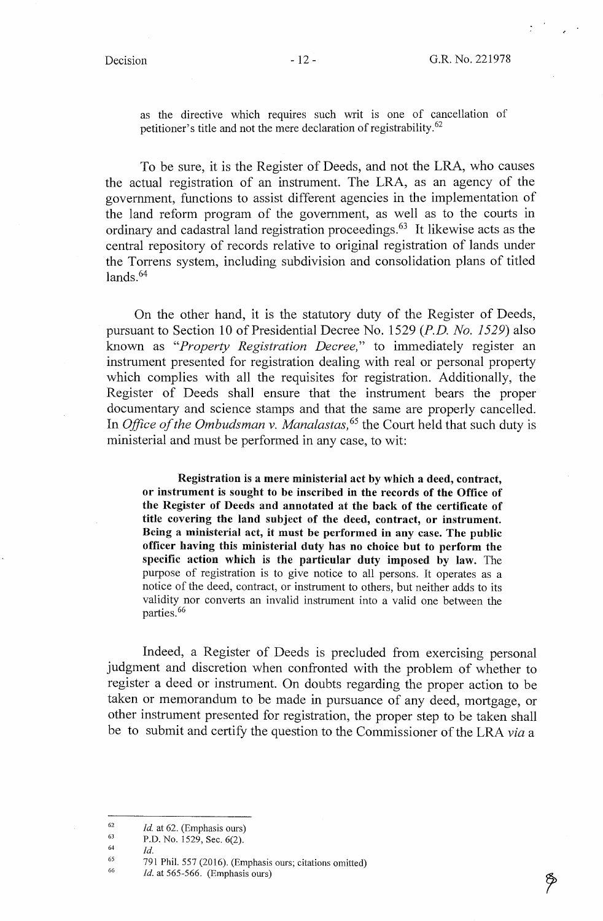as the directive which requires such writ is one of cancellation of petitioner's title and not the mere declaration of registrability.[62]

To be sure, it is the Register of Deeds, and not the LRA, who causes the actual registration of an instrument. The LRA, as an agency of the government, functions to assist different agencies in the implementation of the land reform program of the government, as well as to the courts in ordinary and cadastral land registration proceedings.[63] It likewise acts as the central repository of records relative to original registration of lands under the Torrens system, including subdivision and consolidation plans of titled lands.[64]

On the other hand, it is the statutory duty of the Register of Deeds, pursuant to Section 10 of Presidential Decree No. 1529 (*P.D. No. 1529*) also known as "*Property Registration Decree,*" to immediately register an instrument presented for registration dealing with real or personal property which complies with all the requisites for registration. Additionally, the Register of Deeds shall ensure that the instrument bears the proper documentary and science stamps and that the same are properly cancelled. In *Office of the Ombudsman v. Manalastas,*[65] the Court held that such duty is ministerial and must be performed in any case, to wit:

> **Registration is a mere ministerial act by which a deed, contract, or instrument is sought to be inscribed in the records of the Office of the Register of Deeds and annotated at the back of the certificate of title covering the land subject of the deed, contract, or instrument. Being a ministerial act, it must be performed in any case. The public officer having this ministerial duty has no choice but to perform the specific action which is the particular duty imposed by law.** The purpose of registration is to give notice to all persons. It operates as a notice of the deed, contract, or instrument to others, but neither adds to its validity nor converts an invalid instrument into a valid one between the parties.[66]

Indeed, a Register of Deeds is precluded from exercising personal judgment and discretion when confronted with the problem of whether to register a deed or instrument. On doubts regarding the proper action to be taken or memorandum to be made in pursuance of any deed, mortgage, or other instrument presented for registration, the proper step to be taken shall be to submit and certify the question to the Commissioner of the LRA *via* a

---

[62] *Id.* at 62. (Emphasis ours)

[63] P.D. No. 1529, Sec. 6(2).

[64] *Id.*

[65] 791 Phil. 557 (2016). (Emphasis ours; citations omitted)

[66] *Id.* at 565-566. (Emphasis ours)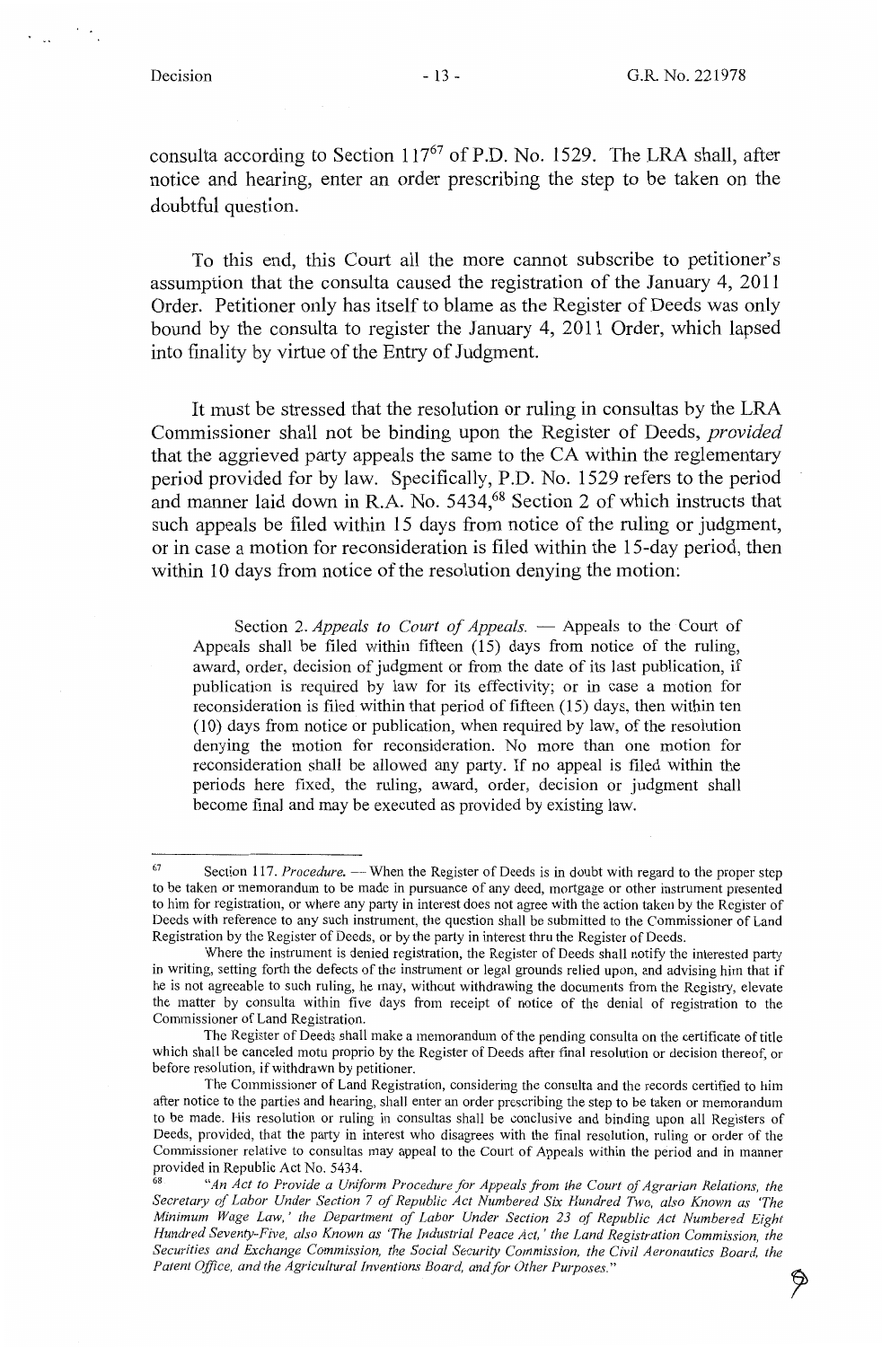consulta according to Section 117[67] of P.D. No. 1529. The LRA shall, after notice and hearing, enter an order prescribing the step to be taken on the doubtful question.

To this end, this Court all the more cannot subscribe to petitioner's assumption that the consulta caused the registration of the January 4, 2011 Order. Petitioner only has itself to blame as the Register of Deeds was only bound by the consulta to register the January 4, 2011 Order, which lapsed into finality by virtue of the Entry of Judgment.

It must be stressed that the resolution or ruling in consultas by the LRA Commissioner shall not be binding upon the Register of Deeds, *provided* that the aggrieved party appeals the same to the CA within the reglementary period provided for by law. Specifically, P.D. No. 1529 refers to the period and manner laid down in R.A. No. 5434,[68] Section 2 of which instructs that such appeals be filed within 15 days from notice of the ruling or judgment, or in case a motion for reconsideration is filed within the 15-day period, then within 10 days from notice of the resolution denying the motion:

> Section 2. *Appeals to Court of Appeals.* — Appeals to the Court of Appeals shall be filed within fifteen (15) days from notice of the ruling, award, order, decision of judgment or from the date of its last publication, if publication is required by law for its effectivity; or in case a motion for reconsideration is filed within that period of fifteen (15) days, then within ten (10) days from notice or publication, when required by law, of the resolution denying the motion for reconsideration. No more than one motion for reconsideration shall be allowed any party. If no appeal is filed within the periods here fixed, the ruling, award, order, decision or judgment shall become final and may be executed as provided by existing law.

---

[67] Section 117. *Procedure.* — When the Register of Deeds is in doubt with regard to the proper step to be taken or memorandum to be made in pursuance of any deed, mortgage or other instrument presented to him for registration, or where any party in interest does not agree with the action taken by the Register of Deeds with reference to any such instrument, the question shall be submitted to the Commissioner of Land Registration by the Register of Deeds, or by the party in interest thru the Register of Deeds.

Where the instrument is denied registration, the Register of Deeds shall notify the interested party in writing, setting forth the defects of the instrument or legal grounds relied upon, and advising him that if he is not agreeable to such ruling, he may, without withdrawing the documents from the Registry, elevate the matter by consulta within five days from receipt of notice of the denial of registration to the Commissioner of Land Registration.

The Register of Deeds shall make a memorandum of the pending consulta on the certificate of title which shall be canceled motu proprio by the Register of Deeds after final resolution or decision thereof, or before resolution, if withdrawn by petitioner.

The Commissioner of Land Registration, considering the consulta and the records certified to him after notice to the parties and hearing, shall enter an order prescribing the step to be taken or memorandum to be made. His resolution or ruling in consultas shall be conclusive and binding upon all Registers of Deeds, provided, that the party in interest who disagrees with the final resolution, ruling or order of the Commissioner relative to consultas may appeal to the Court of Appeals within the period and in manner provided in Republic Act No. 5434.

[68] *"An Act to Provide a Uniform Procedure for Appeals from the Court of Agrarian Relations, the Secretary of Labor Under Section 7 of Republic Act Numbered Six Hundred Two, also Known as 'The Minimum Wage Law,' the Department of Labor Under Section 23 of Republic Act Numbered Eight Hundred Seventy-Five, also Known as 'The Industrial Peace Act,' the Land Registration Commission, the Securities and Exchange Commission, the Social Security Commission, the Civil Aeronautics Board, the Patent Office, and the Agricultural Inventions Board, and for Other Purposes."*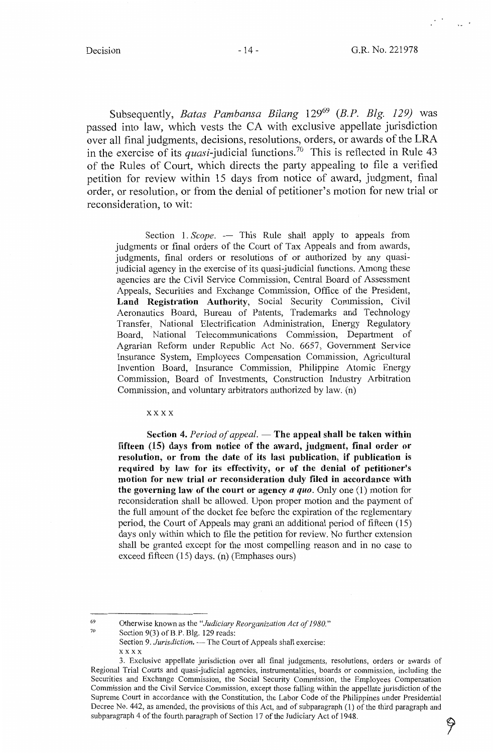Subsequently, *Batas Pambansa Bilang* 129[69] (*B.P. Blg. 129)* was passed into law, which vests the CA with exclusive appellate jurisdiction over all final judgments, decisions, resolutions, orders, or awards of the LRA in the exercise of its *quasi*-judicial functions.[70] This is reflected in Rule 43 of the Rules of Court, which directs the party appealing to file a verified petition for review within 15 days from notice of award, judgment, final order, or resolution, or from the denial of petitioner's motion for new trial or reconsideration, to wit:

> Section 1. *Scope.* — This Rule shall apply to appeals from judgments or final orders of the Court of Tax Appeals and from awards, judgments, final orders or resolutions of or authorized by any quasi-judicial agency in the exercise of its quasi-judicial functions. Among these agencies are the Civil Service Commission, Central Board of Assessment Appeals, Securities and Exchange Commission, Office of the President, **Land Registration Authority**, Social Security Commission, Civil Aeronautics Board, Bureau of Patents, Trademarks and Technology Transfer, National Electrification Administration, Energy Regulatory Board, National Telecommunications Commission, Department of Agrarian Reform under Republic Act No. 6657, Government Service Insurance System, Employees Compensation Commission, Agricultural Invention Board, Insurance Commission, Philippine Atomic Energy Commission, Board of Investments, Construction Industry Arbitration Commission, and voluntary arbitrators authorized by law. (n)
>
> x x x x
>
> **Section 4.** *Period of appeal.* — **The appeal shall be taken within fifteen (15) days from notice of the award, judgment, final order or resolution, or from the date of its last publication, if publication is required by law for its effectivity, or of the denial of petitioner's motion for new trial or reconsideration duly filed in accordance with the governing law of the court or agency *a quo*.** Only one (1) motion for reconsideration shall be allowed. Upon proper motion and the payment of the full amount of the docket fee before the expiration of the reglementary period, the Court of Appeals may grant an additional period of fifteen (15) days only within which to file the petition for review. No further extension shall be granted except for the most compelling reason and in no case to exceed fifteen (15) days. (n) (Emphases ours)

---

[69] Otherwise known as the "*Judiciary Reorganization Act of 1980.*"

[70] Section 9(3) of B.P. Blg. 129 reads:
Section 9. *Jurisdiction.* — The Court of Appeals shall exercise:
x x x x
3. Exclusive appellate jurisdiction over all final judgements, resolutions, orders or awards of Regional Trial Courts and quasi-judicial agencies, instrumentalities, boards or commission, including the Securities and Exchange Commission, the Social Security Commission, the Employees Compensation Commission and the Civil Service Commission, except those falling within the appellate jurisdiction of the Supreme Court in accordance with the Constitution, the Labor Code of the Philippines under Presidential Decree No. 442, as amended, the provisions of this Act, and of subparagraph (1) of the third paragraph and subparagraph 4 of the fourth paragraph of Section 17 of the Judiciary Act of 1948.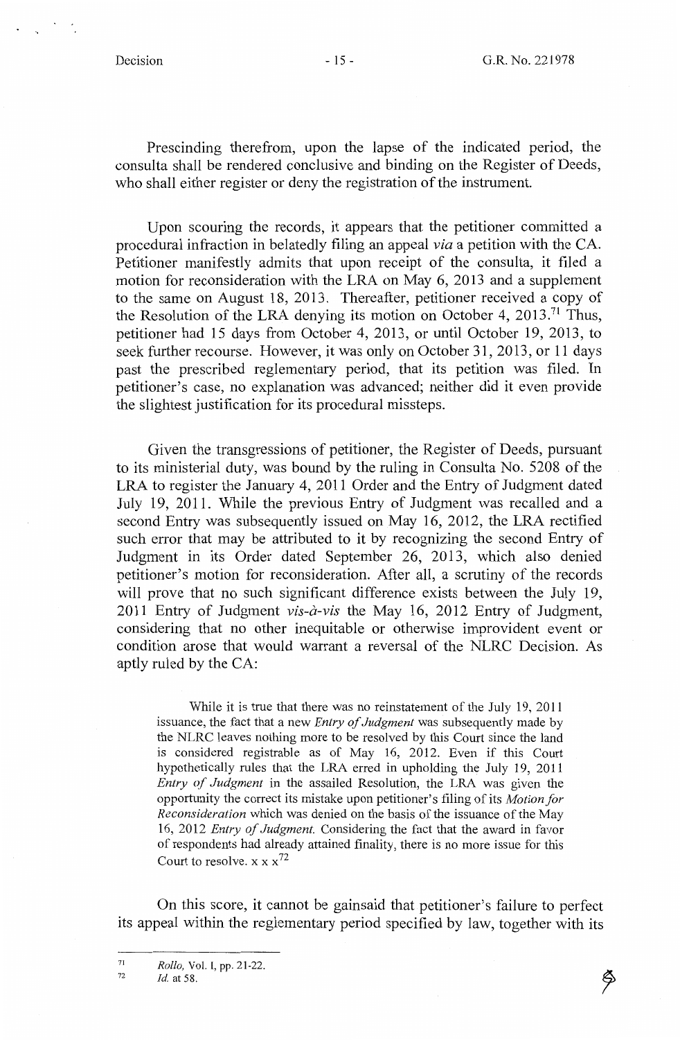Prescinding therefrom, upon the lapse of the indicated period, the consulta shall be rendered conclusive and binding on the Register of Deeds, who shall either register or deny the registration of the instrument.

Upon scouring the records, it appears that the petitioner committed a procedural infraction in belatedly filing an appeal *via* a petition with the CA. Petitioner manifestly admits that upon receipt of the consulta, it filed a motion for reconsideration with the LRA on May 6, 2013 and a supplement to the same on August 18, 2013. Thereafter, petitioner received a copy of the Resolution of the LRA denying its motion on October 4, 2013.[71] Thus, petitioner had 15 days from October 4, 2013, or until October 19, 2013, to seek further recourse. However, it was only on October 31, 2013, or 11 days past the prescribed reglementary period, that its petition was filed. In petitioner's case, no explanation was advanced; neither did it even provide the slightest justification for its procedural missteps.

Given the transgressions of petitioner, the Register of Deeds, pursuant to its ministerial duty, was bound by the ruling in Consulta No. 5208 of the LRA to register the January 4, 2011 Order and the Entry of Judgment dated July 19, 2011. While the previous Entry of Judgment was recalled and a second Entry was subsequently issued on May 16, 2012, the LRA rectified such error that may be attributed to it by recognizing the second Entry of Judgment in its Order dated September 26, 2013, which also denied petitioner's motion for reconsideration. After all, a scrutiny of the records will prove that no such significant difference exists between the July 19, 2011 Entry of Judgment *vis-à-vis* the May 16, 2012 Entry of Judgment, considering that no other inequitable or otherwise improvident event or condition arose that would warrant a reversal of the NLRC Decision. As aptly ruled by the CA:

> While it is true that there was no reinstatement of the July 19, 2011 issuance, the fact that a new *Entry of Judgment* was subsequently made by the NLRC leaves nothing more to be resolved by this Court since the land is considered registrable as of May 16, 2012. Even if this Court hypothetically rules that the LRA erred in upholding the July 19, 2011 *Entry of Judgment* in the assailed Resolution, the LRA was given the opportunity the correct its mistake upon petitioner's filing of its *Motion for Reconsideration* which was denied on the basis of the issuance of the May 16, 2012 *Entry of Judgment*. Considering the fact that the award in favor of respondents had already attained finality, there is no more issue for this Court to resolve. x x x[72]

On this score, it cannot be gainsaid that petitioner's failure to perfect its appeal within the reglementary period specified by law, together with its

---

[71] *Rollo*, Vol. I, pp. 21-22.

[72] *Id.* at 58.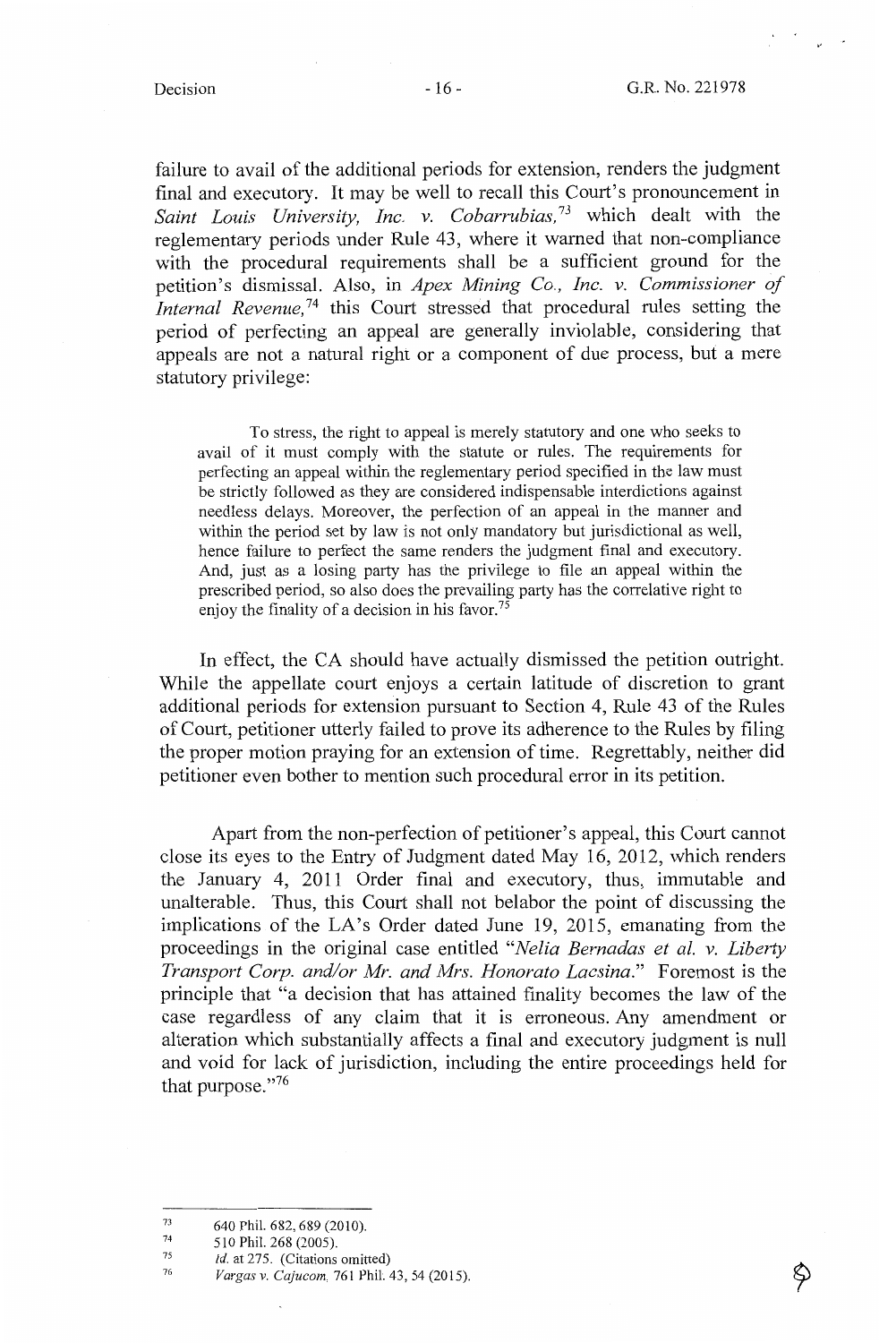failure to avail of the additional periods for extension, renders the judgment final and executory. It may be well to recall this Court's pronouncement in *Saint Louis University, Inc. v. Cobarrubias,*[73] which dealt with the reglementary periods under Rule 43, where it warned that non-compliance with the procedural requirements shall be a sufficient ground for the petition's dismissal. Also, in *Apex Mining Co., Inc. v. Commissioner of Internal Revenue,*[74] this Court stressed that procedural rules setting the period of perfecting an appeal are generally inviolable, considering that appeals are not a natural right or a component of due process, but a mere statutory privilege:

> To stress, the right to appeal is merely statutory and one who seeks to avail of it must comply with the statute or rules. The requirements for perfecting an appeal within the reglementary period specified in the law must be strictly followed as they are considered indispensable interdictions against needless delays. Moreover, the perfection of an appeal in the manner and within the period set by law is not only mandatory but jurisdictional as well, hence failure to perfect the same renders the judgment final and executory. And, just as a losing party has the privilege to file an appeal within the prescribed period, so also does the prevailing party has the correlative right to enjoy the finality of a decision in his favor.[75]

In effect, the CA should have actually dismissed the petition outright. While the appellate court enjoys a certain latitude of discretion to grant additional periods for extension pursuant to Section 4, Rule 43 of the Rules of Court, petitioner utterly failed to prove its adherence to the Rules by filing the proper motion praying for an extension of time. Regrettably, neither did petitioner even bother to mention such procedural error in its petition.

Apart from the non-perfection of petitioner's appeal, this Court cannot close its eyes to the Entry of Judgment dated May 16, 2012, which renders the January 4, 2011 Order final and executory, thus, immutable and unalterable. Thus, this Court shall not belabor the point of discussing the implications of the LA's Order dated June 19, 2015, emanating from the proceedings in the original case entitled "*Nelia Bernadas et al. v. Liberty Transport Corp. and/or Mr. and Mrs. Honorato Lacsina.*" Foremost is the principle that "a decision that has attained finality becomes the law of the case regardless of any claim that it is erroneous. Any amendment or alteration which substantially affects a final and executory judgment is null and void for lack of jurisdiction, including the entire proceedings held for that purpose."[76]

---

[73] 640 Phil. 682, 689 (2010).

[74] 510 Phil. 268 (2005).

[75] *Id.* at 275. (Citations omitted)

[76] *Vargas v. Cajucom,* 761 Phil. 43, 54 (2015).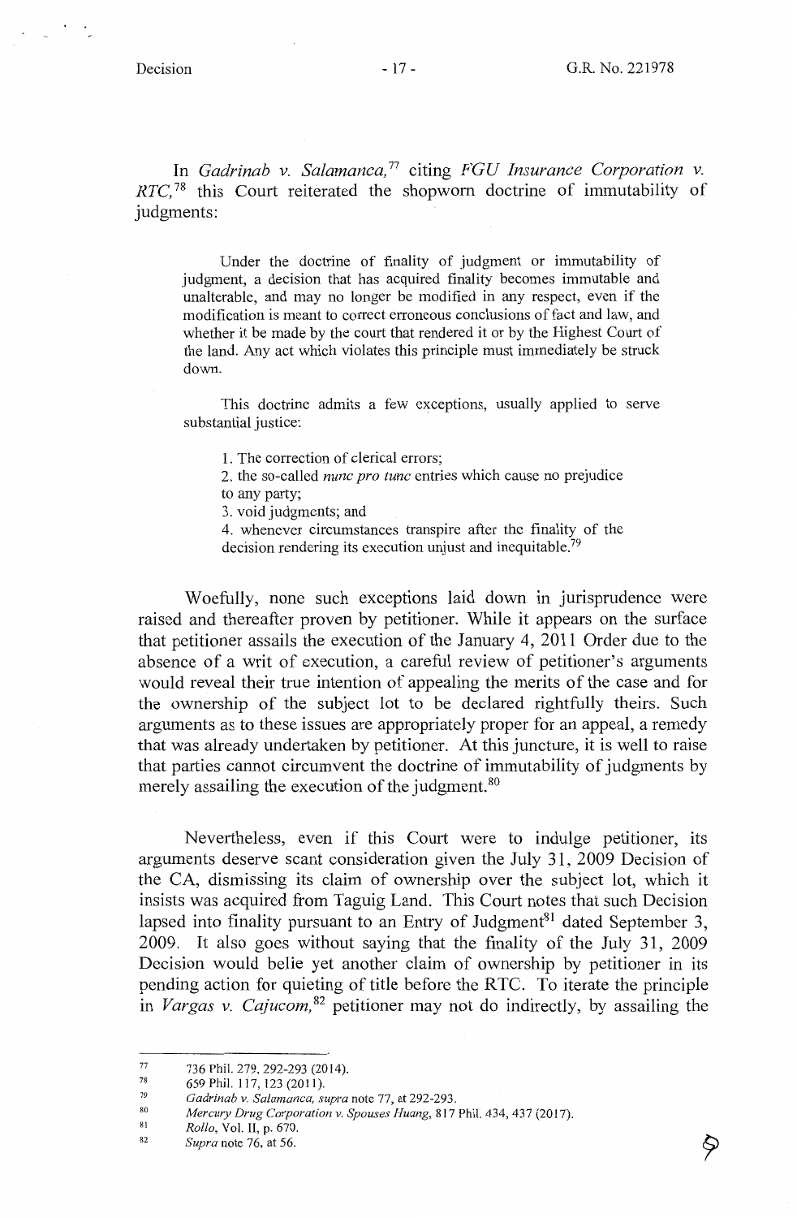In *Gadrinab v. Salamanca,*[77] citing *FGU Insurance Corporation v. RTC,*[78] this Court reiterated the shopworn doctrine of immutability of judgments:

> Under the doctrine of finality of judgment or immutability of judgment, a decision that has acquired finality becomes immutable and unalterable, and may no longer be modified in any respect, even if the modification is meant to correct erroneous conclusions of fact and law, and whether it be made by the court that rendered it or by the Highest Court of the land. Any act which violates this principle must immediately be struck down.
>
> This doctrine admits a few exceptions, usually applied to serve substantial justice:
>
> 1. The correction of clerical errors;
> 2. the so-called *nunc pro tunc* entries which cause no prejudice to any party;
> 3. void judgments; and
> 4. whenever circumstances transpire after the finality of the decision rendering its execution unjust and inequitable.[79]

Woefully, none such exceptions laid down in jurisprudence were raised and thereafter proven by petitioner. While it appears on the surface that petitioner assails the execution of the January 4, 2011 Order due to the absence of a writ of execution, a careful review of petitioner's arguments would reveal their true intention of appealing the merits of the case and for the ownership of the subject lot to be declared rightfully theirs. Such arguments as to these issues are appropriately proper for an appeal, a remedy that was already undertaken by petitioner. At this juncture, it is well to raise that parties cannot circumvent the doctrine of immutability of judgments by merely assailing the execution of the judgment.[80]

Nevertheless, even if this Court were to indulge petitioner, its arguments deserve scant consideration given the July 31, 2009 Decision of the CA, dismissing its claim of ownership over the subject lot, which it insists was acquired from Taguig Land. This Court notes that such Decision lapsed into finality pursuant to an Entry of Judgment[81] dated September 3, 2009. It also goes without saying that the finality of the July 31, 2009 Decision would belie yet another claim of ownership by petitioner in its pending action for quieting of title before the RTC. To iterate the principle in *Vargas v. Cajucom,*[82] petitioner may not do indirectly, by assailing the

---

[77] 736 Phil. 279, 292-293 (2014).

[78] 659 Phil. 117, 123 (2011).

[79] *Gadrinab v. Salamanca, supra* note 77, at 292-293.

[80] *Mercury Drug Corporation v. Spouses Huang,* 817 Phil. 434, 437 (2017).

[81] *Rollo*, Vol. II, p. 670.

[82] *Supra* note 76, at 56.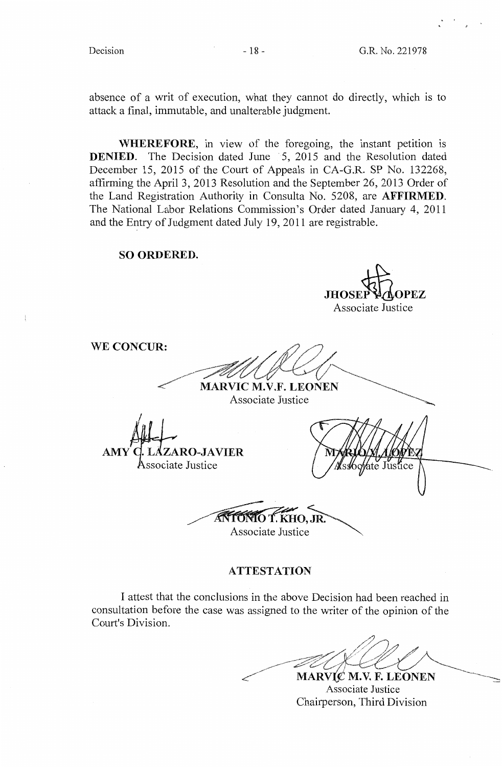absence of a writ of execution, what they cannot do directly, which is to attack a final, immutable, and unalterable judgment.

**WHEREFORE**, in view of the foregoing, the instant petition is **DENIED**. The Decision dated June 5, 2015 and the Resolution dated December 15, 2015 of the Court of Appeals in CA-G.R. SP No. 132268, affirming the April 3, 2013 Resolution and the September 26, 2013 Order of the Land Registration Authority in Consulta No. 5208, are **AFFIRMED**. The National Labor Relations Commission's Order dated January 4, 2011 and the Entry of Judgment dated July 19, 2011 are registrable.

**SO ORDERED.**

**JHOSEP Y. LOPEZ**
Associate Justice

**WE CONCUR:**

**MARVIC M.V.F. LEONEN**
Associate Justice

**AMY C. LAZARO-JAVIER**
Associate Justice

**MARIO V. LOPEZ**
Associate Justice

**ANTONIO T. KHO, JR.**
Associate Justice

## ATTESTATION

I attest that the conclusions in the above Decision had been reached in consultation before the case was assigned to the writer of the opinion of the Court's Division.

**MARVIC M.V. F. LEONEN**
Associate Justice
Chairperson, Third Division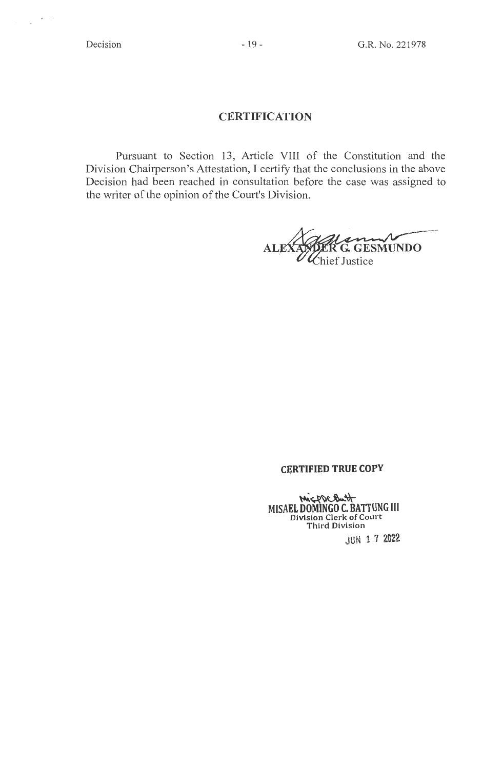## CERTIFICATION

Pursuant to Section 13, Article VIII of the Constitution and the Division Chairperson's Attestation, I certify that the conclusions in the above Decision had been reached in consultation before the case was assigned to the writer of the opinion of the Court's Division.

**ALEXANDER G. GESMUNDO**
Chief Justice

**CERTIFIED TRUE COPY**

**MISAEL DOMINGO C. BATTUNG III**
Division Clerk of Court
Third Division
JUN 17 2022